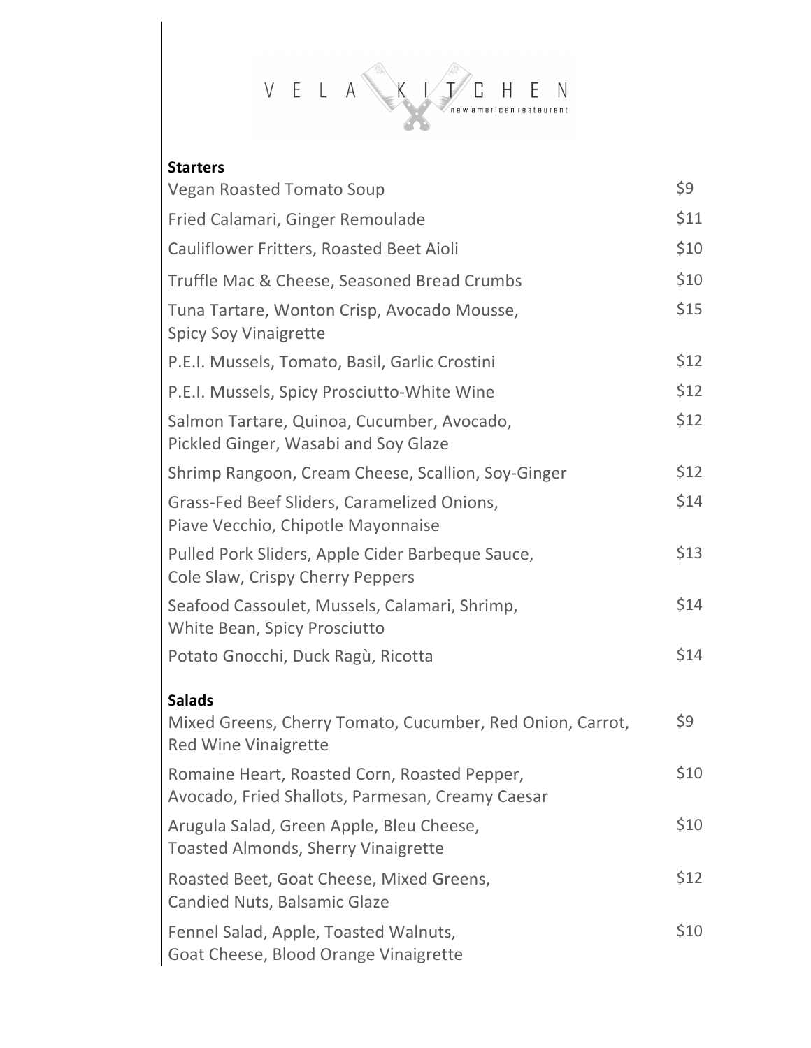# VELA KITCHEN

new american restaurant

## Starters

| | |
|---|---|
| Vegan Roasted Tomato Soup | $9 |
| Fried Calamari, Ginger Remoulade | $11 |
| Cauliflower Fritters, Roasted Beet Aioli | $10 |
| Truffle Mac & Cheese, Seasoned Bread Crumbs | $10 |
| Tuna Tartare, Wonton Crisp, Avocado Mousse, Spicy Soy Vinaigrette | $15 |
| P.E.I. Mussels, Tomato, Basil, Garlic Crostini | $12 |
| P.E.I. Mussels, Spicy Prosciutto-White Wine | $12 |
| Salmon Tartare, Quinoa, Cucumber, Avocado, Pickled Ginger, Wasabi and Soy Glaze | $12 |
| Shrimp Rangoon, Cream Cheese, Scallion, Soy-Ginger | $12 |
| Grass-Fed Beef Sliders, Caramelized Onions, Piave Vecchio, Chipotle Mayonnaise | $14 |
| Pulled Pork Sliders, Apple Cider Barbeque Sauce, Cole Slaw, Crispy Cherry Peppers | $13 |
| Seafood Cassoulet, Mussels, Calamari, Shrimp, White Bean, Spicy Prosciutto | $14 |
| Potato Gnocchi, Duck Ragù, Ricotta | $14 |

## Salads

| | |
|---|---|
| Mixed Greens, Cherry Tomato, Cucumber, Red Onion, Carrot, Red Wine Vinaigrette | $9 |
| Romaine Heart, Roasted Corn, Roasted Pepper, Avocado, Fried Shallots, Parmesan, Creamy Caesar | $10 |
| Arugula Salad, Green Apple, Bleu Cheese, Toasted Almonds, Sherry Vinaigrette | $10 |
| Roasted Beet, Goat Cheese, Mixed Greens, Candied Nuts, Balsamic Glaze | $12 |
| Fennel Salad, Apple, Toasted Walnuts, Goat Cheese, Blood Orange Vinaigrette | $10 |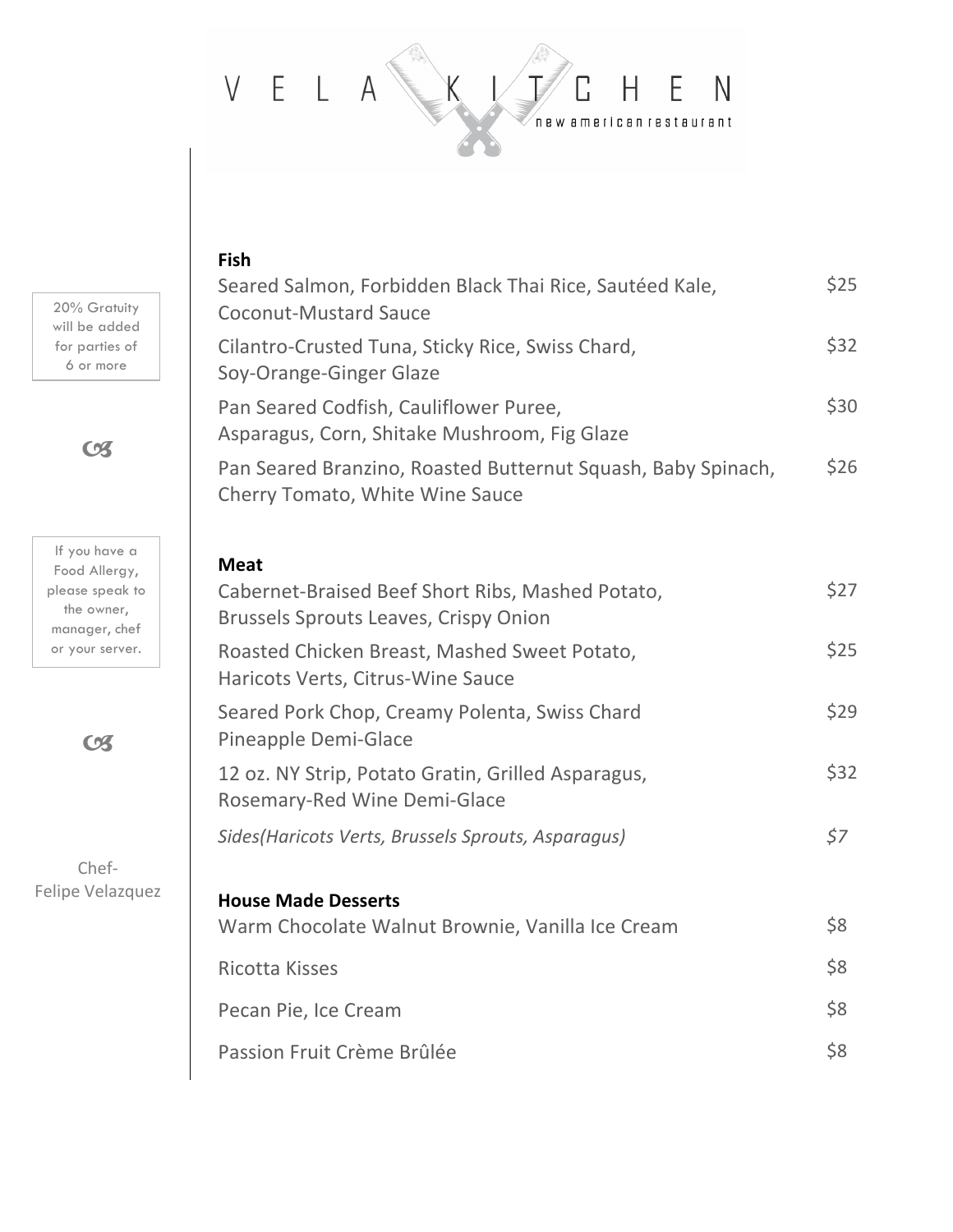# VELA KITCHEN

new american restaurant

20% Gratuity will be added for parties of 6 or more

If you have a Food Allergy, please speak to the owner, manager, chef or your server.

Chef- Felipe Velazquez

**Fish**

| | |
|---|---|
| Seared Salmon, Forbidden Black Thai Rice, Sautéed Kale, Coconut-Mustard Sauce | $25 |
| Cilantro-Crusted Tuna, Sticky Rice, Swiss Chard, Soy-Orange-Ginger Glaze | $32 |
| Pan Seared Codfish, Cauliflower Puree, Asparagus, Corn, Shitake Mushroom, Fig Glaze | $30 |
| Pan Seared Branzino, Roasted Butternut Squash, Baby Spinach, Cherry Tomato, White Wine Sauce | $26 |

**Meat**

| | |
|---|---|
| Cabernet-Braised Beef Short Ribs, Mashed Potato, Brussels Sprouts Leaves, Crispy Onion | $27 |
| Roasted Chicken Breast, Mashed Sweet Potato, Haricots Verts, Citrus-Wine Sauce | $25 |
| Seared Pork Chop, Creamy Polenta, Swiss Chard Pineapple Demi-Glace | $29 |
| 12 oz. NY Strip, Potato Gratin, Grilled Asparagus, Rosemary-Red Wine Demi-Glace | $32 |
| *Sides(Haricots Verts, Brussels Sprouts, Asparagus)* | *$7* |

**House Made Desserts**

| | |
|---|---|
| Warm Chocolate Walnut Brownie, Vanilla Ice Cream | $8 |
| Ricotta Kisses | $8 |
| Pecan Pie, Ice Cream | $8 |
| Passion Fruit Crème Brûlée | $8 |